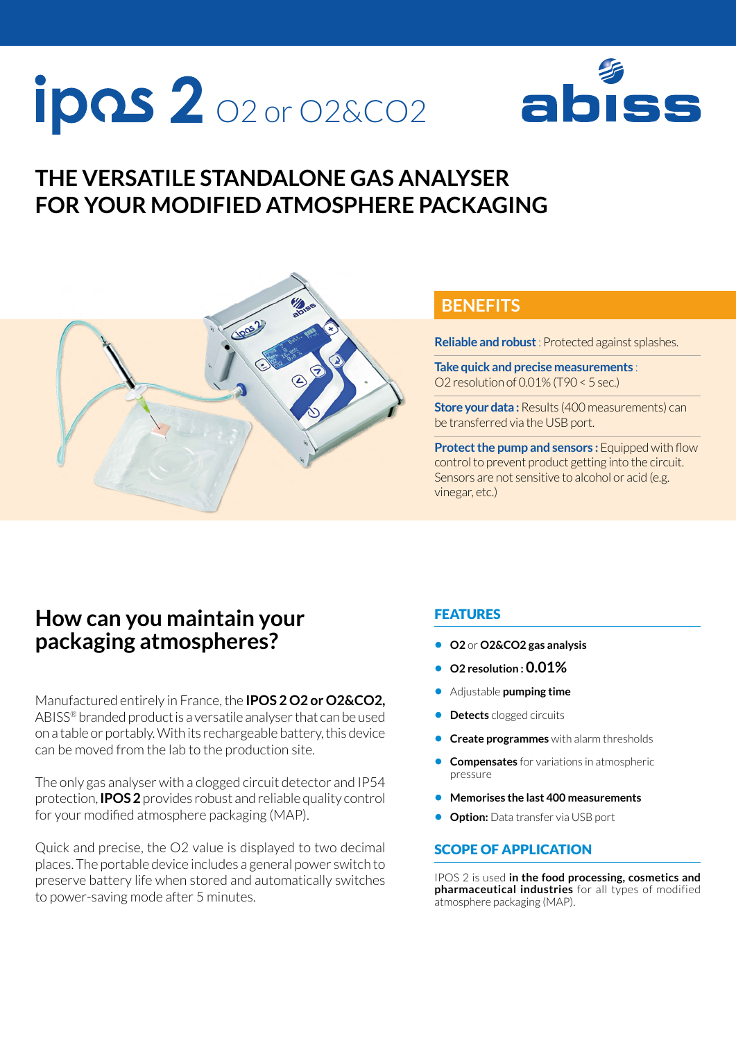# ipas 2 O2 or O2&CO2

abiss

## THE VERSATILE STANDALONE GAS ANALYSER FOR YOUR MODIFIED ATMOSPHERE PACKAGING

### BENEFITS

**Reliable and robust** : Protected against splashes.

**Take quick and precise measurements** : O2 resolution of 0.01% (T90 < 5 sec.)

**Store your data :** Results (400 measurements) can be transferred via the USB port.

**Protect the pump and sensors :** Equipped with flow control to prevent product getting into the circuit. Sensors are not sensitive to alcohol or acid (e.g. vinegar, etc.)

## How can you maintain your packaging atmospheres?

Manufactured entirely in France, the **IPOS 2 O2 or O2&CO2**, ABISS® branded product is a versatile analyser that can be used on a table or portably. With its rechargeable battery, this device can be moved from the lab to the production site.

The only gas analyser with a clogged circuit detector and IP54 protection, **IPOS 2** provides robust and reliable quality control for your modified atmosphere packaging (MAP).

Quick and precise, the O2 value is displayed to two decimal places. The portable device includes a general power switch to preserve battery life when stored and automatically switches to power-saving mode after 5 minutes.

### FEATURES

- **O2** or **O2&CO2 gas analysis**
- **O2 resolution : 0.01%**
- Adjustable **pumping time**
- **Detects** clogged circuits
- **Create programmes** with alarm thresholds
- **Compensates** for variations in atmospheric pressure
- **Memorises the last 400 measurements**
- **Option:** Data transfer via USB port

### SCOPE OF APPLICATION

IPOS 2 is used **in the food processing, cosmetics and pharmaceutical industries** for all types of modified atmosphere packaging (MAP).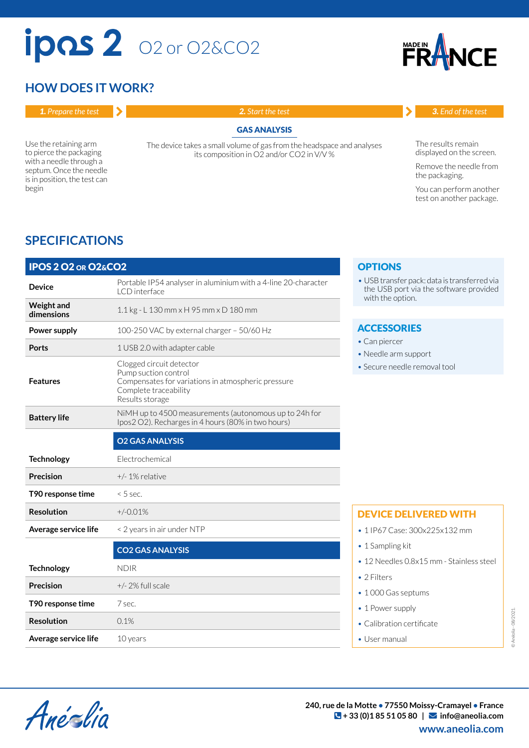# ipas 2 O2 or O2&CO2

MADE IN FRANCE

## HOW DOES IT WORK?

**1.** *Prepare the test*

Use the retaining arm to pierce the packaging with a needle through a septum. Once the needle is in position, the test can begin

**2.** *Start the test*

**GAS ANALYSIS**

The device takes a small volume of gas from the headspace and analyses its composition in O2 and/or CO2 in V/V %

**3.** *End of the test*

The results remain displayed on the screen.

Remove the needle from the packaging.

You can perform another test on another package.

## SPECIFICATIONS

| IPOS 2 O2 or O2&CO2 | |
|---|---|
| **Device** | Portable IP54 analyser in aluminium with a 4-line 20-character LCD interface |
| **Weight and dimensions** | 1.1 kg - L 130 mm x H 95 mm x D 180 mm |
| **Power supply** | 100-250 VAC by external charger – 50/60 Hz |
| **Ports** | 1 USB 2.0 with adapter cable |
| **Features** | Clogged circuit detector<br>Pump suction control<br>Compensates for variations in atmospheric pressure<br>Complete traceability<br>Results storage |
| **Battery life** | NiMH up to 4500 measurements (autonomous up to 24h for Ipos2 O2). Recharges in 4 hours (80% in two hours) |
| | **O2 GAS ANALYSIS** |
| **Technology** | Electrochemical |
| **Precision** | +/- 1% relative |
| **T90 response time** | < 5 sec. |
| **Resolution** | +/-0.01% |
| **Average service life** | < 2 years in air under NTP |
| | **CO2 GAS ANALYSIS** |
| **Technology** | NDIR |
| **Precision** | +/- 2% full scale |
| **T90 response time** | 7 sec. |
| **Resolution** | 0.1% |
| **Average service life** | 10 years |

### OPTIONS

- USB transfer pack: data is transferred via the USB port via the software provided with the option.

### ACCESSORIES

- Can piercer
- Needle arm support
- Secure needle removal tool

### DEVICE DELIVERED WITH

- 1 IP67 Case: 300x225x132 mm
- 1 Sampling kit
- 12 Needles 0.8x15 mm - Stainless steel
- 2 Filters
- 1 000 Gas septums
- 1 Power supply
- Calibration certificate
- User manual

© Aneolia - 08/2021

Anéolia

240, rue de la Motte • 77550 Moissy-Cramayel • France
+ 33 (0)1 85 51 05 80 | info@aneolia.com
www.aneolia.com